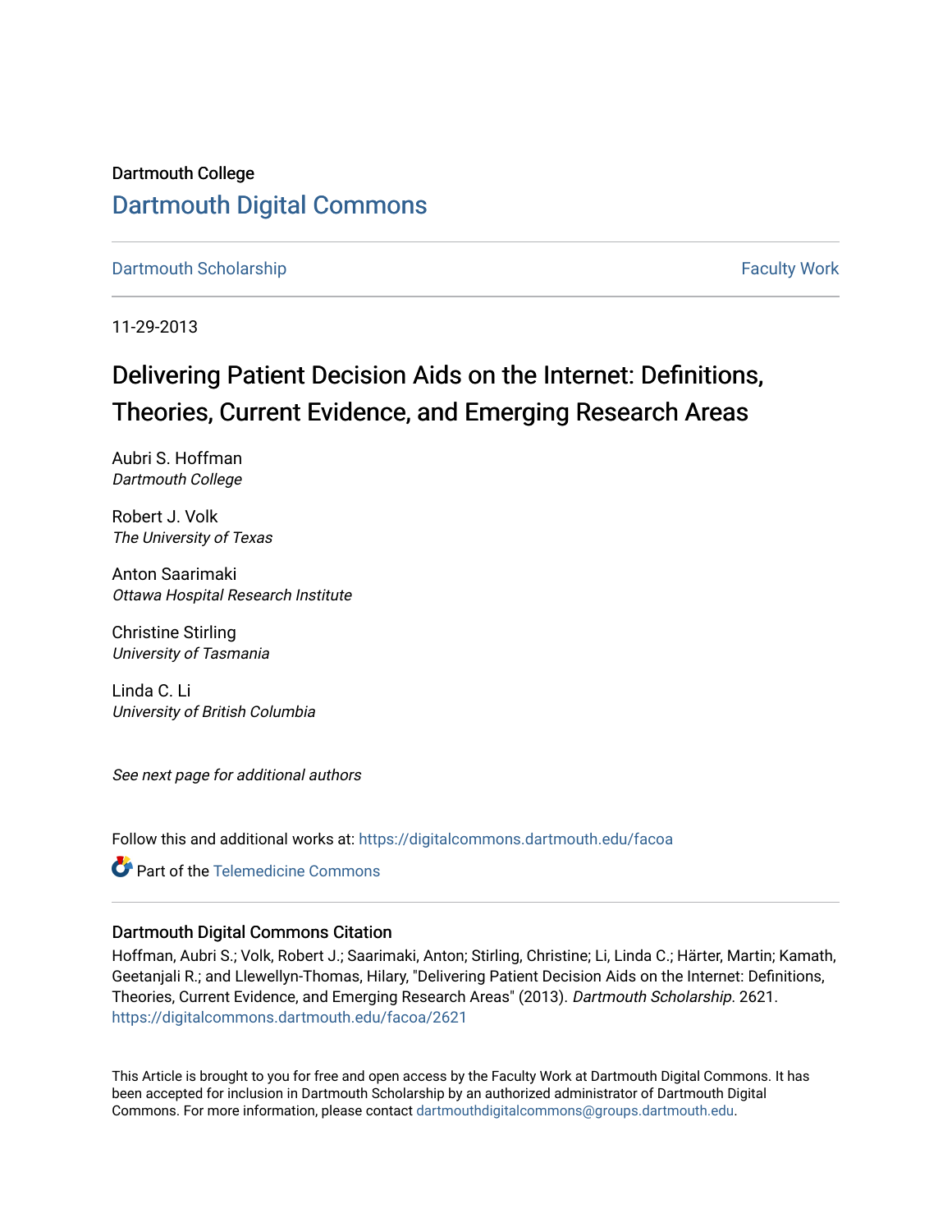Dartmouth College

# Dartmouth Digital Commons

Dartmouth Scholarship | Faculty Work

11-29-2013

## Delivering Patient Decision Aids on the Internet: Definitions, Theories, Current Evidence, and Emerging Research Areas

Aubri S. Hoffman
*Dartmouth College*

Robert J. Volk
*The University of Texas*

Anton Saarimaki
*Ottawa Hospital Research Institute*

Christine Stirling
*University of Tasmania*

Linda C. Li
*University of British Columbia*

*See next page for additional authors*

Follow this and additional works at: https://digitalcommons.dartmouth.edu/facoa

Part of the Telemedicine Commons

### Dartmouth Digital Commons Citation

Hoffman, Aubri S.; Volk, Robert J.; Saarimaki, Anton; Stirling, Christine; Li, Linda C.; Härter, Martin; Kamath, Geetanjali R.; and Llewellyn-Thomas, Hilary, "Delivering Patient Decision Aids on the Internet: Definitions, Theories, Current Evidence, and Emerging Research Areas" (2013). *Dartmouth Scholarship*. 2621.
https://digitalcommons.dartmouth.edu/facoa/2621

This Article is brought to you for free and open access by the Faculty Work at Dartmouth Digital Commons. It has been accepted for inclusion in Dartmouth Scholarship by an authorized administrator of Dartmouth Digital Commons. For more information, please contact dartmouthdigitalcommons@groups.dartmouth.edu.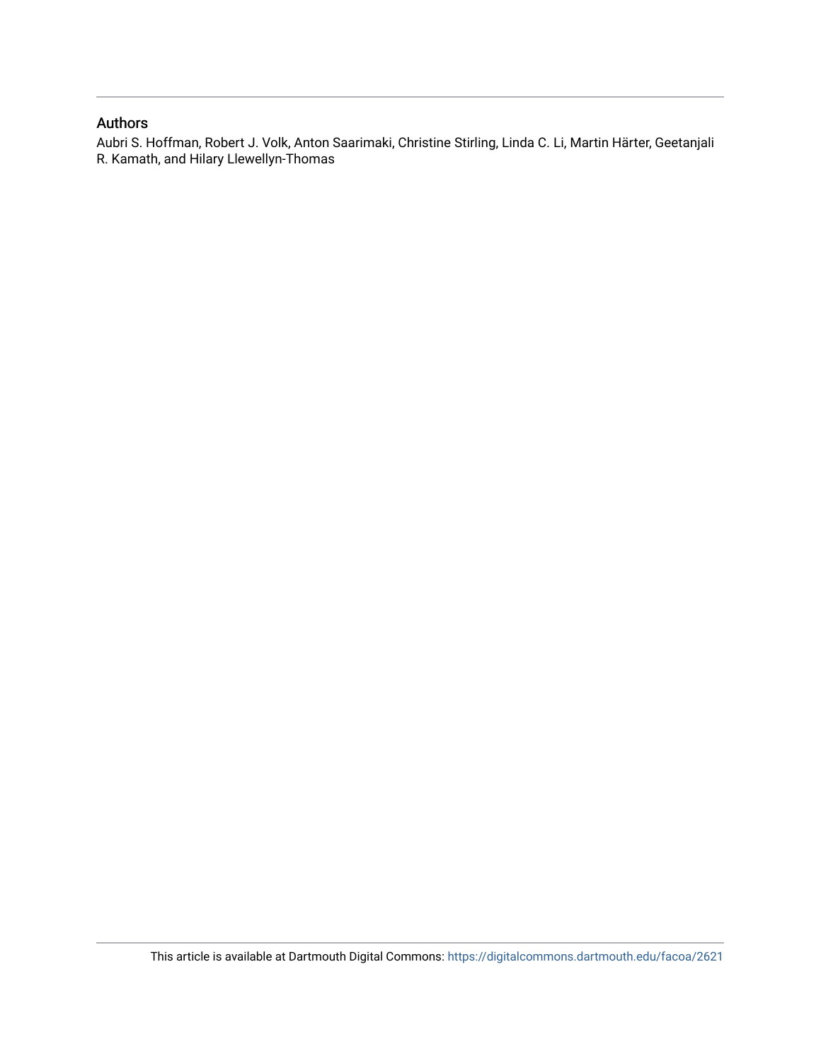## Authors

Aubri S. Hoffman, Robert J. Volk, Anton Saarimaki, Christine Stirling, Linda C. Li, Martin Härter, Geetanjali R. Kamath, and Hilary Llewellyn-Thomas

This article is available at Dartmouth Digital Commons: https://digitalcommons.dartmouth.edu/facoa/2621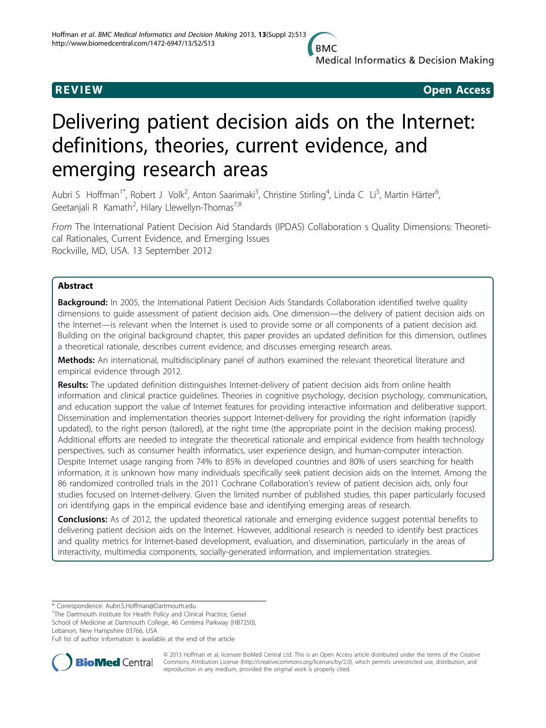# Delivering patient decision aids on the Internet: definitions, theories, current evidence, and emerging research areas

Aubri S Hoffman[1*], Robert J Volk[2], Anton Saarimaki[3], Christine Stirling[4], Linda C Li[5], Martin Härter[6], Geetanjali R Kamath[2], Hilary Llewellyn-Thomas[7,8]

*From* The International Patient Decision Aid Standards (IPDAS) Collaboration s Quality Dimensions: Theoretical Rationales, Current Evidence, and Emerging Issues
Rockville, MD, USA. 13 September 2012

## Abstract

**Background:** In 2005, the International Patient Decision Aids Standards Collaboration identified twelve quality dimensions to guide assessment of patient decision aids. One dimension—the delivery of patient decision aids on the Internet—is relevant when the Internet is used to provide some or all components of a patient decision aid. Building on the original background chapter, this paper provides an updated definition for this dimension, outlines a theoretical rationale, describes current evidence, and discusses emerging research areas.

**Methods:** An international, multidisciplinary panel of authors examined the relevant theoretical literature and empirical evidence through 2012.

**Results:** The updated definition distinguishes Internet-delivery of patient decision aids from online health information and clinical practice guidelines. Theories in cognitive psychology, decision psychology, communication, and education support the value of Internet features for providing interactive information and deliberative support. Dissemination and implementation theories support Internet-delivery for providing the right information (rapidly updated), to the right person (tailored), at the right time (the appropriate point in the decision making process). Additional efforts are needed to integrate the theoretical rationale and empirical evidence from health technology perspectives, such as consumer health informatics, user experience design, and human-computer interaction. Despite Internet usage ranging from 74% to 85% in developed countries and 80% of users searching for health information, it is unknown how many individuals specifically seek patient decision aids on the Internet. Among the 86 randomized controlled trials in the 2011 Cochrane Collaboration's review of patient decision aids, only four studies focused on Internet-delivery. Given the limited number of published studies, this paper particularly focused on identifying gaps in the empirical evidence base and identifying emerging areas of research.

**Conclusions:** As of 2012, the updated theoretical rationale and emerging evidence suggest potential benefits to delivering patient decision aids on the Internet. However, additional research is needed to identify best practices and quality metrics for Internet-based development, evaluation, and dissemination, particularly in the areas of interactivity, multimedia components, socially-generated information, and implementation strategies.

* Correspondence: Aubri.S.Hoffman@Dartmouth.edu
[1]The Dartmouth Institute for Health Policy and Clinical Practice, Geisel School of Medicine at Dartmouth College, 46 Centerra Parkway (HB7250), Lebanon, New Hampshire 03766, USA
Full list of author information is available at the end of the article

© 2013 Hoffman et al; licensee BioMed Central Ltd. This is an Open Access article distributed under the terms of the Creative Commons Attribution License (http://creativecommons.org/licenses/by/2.0), which permits unrestricted use, distribution, and reproduction in any medium, provided the original work is properly cited.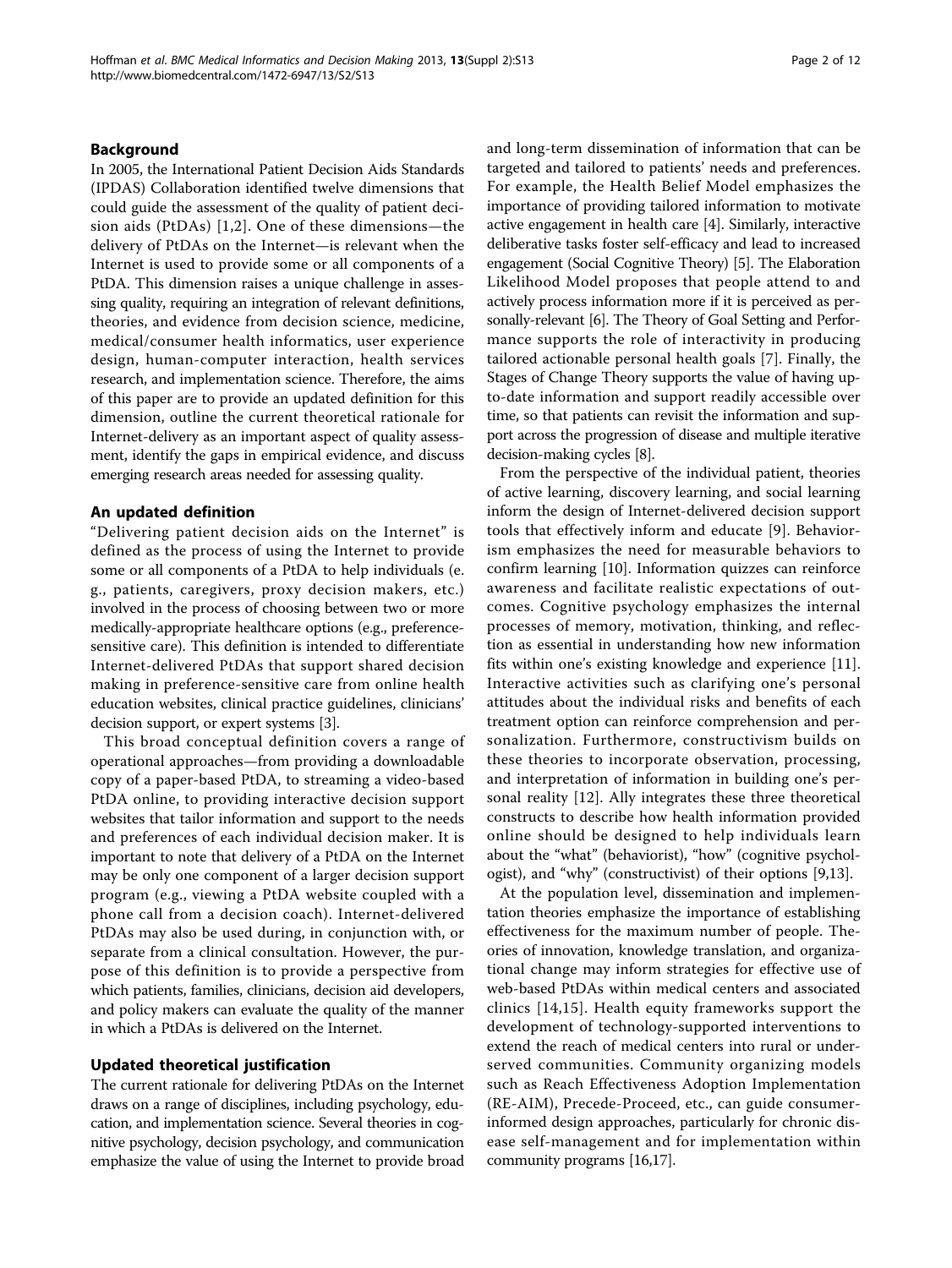## Background

In 2005, the International Patient Decision Aids Standards (IPDAS) Collaboration identified twelve dimensions that could guide the assessment of the quality of patient decision aids (PtDAs) [1,2]. One of these dimensions—the delivery of PtDAs on the Internet—is relevant when the Internet is used to provide some or all components of a PtDA. This dimension raises a unique challenge in assessing quality, requiring an integration of relevant definitions, theories, and evidence from decision science, medicine, medical/consumer health informatics, user experience design, human-computer interaction, health services research, and implementation science. Therefore, the aims of this paper are to provide an updated definition for this dimension, outline the current theoretical rationale for Internet-delivery as an important aspect of quality assessment, identify the gaps in empirical evidence, and discuss emerging research areas needed for assessing quality.

## An updated definition

"Delivering patient decision aids on the Internet" is defined as the process of using the Internet to provide some or all components of a PtDA to help individuals (e.g., patients, caregivers, proxy decision makers, etc.) involved in the process of choosing between two or more medically-appropriate healthcare options (e.g., preference-sensitive care). This definition is intended to differentiate Internet-delivered PtDAs that support shared decision making in preference-sensitive care from online health education websites, clinical practice guidelines, clinicians' decision support, or expert systems [3].

This broad conceptual definition covers a range of operational approaches—from providing a downloadable copy of a paper-based PtDA, to streaming a video-based PtDA online, to providing interactive decision support websites that tailor information and support to the needs and preferences of each individual decision maker. It is important to note that delivery of a PtDA on the Internet may be only one component of a larger decision support program (e.g., viewing a PtDA website coupled with a phone call from a decision coach). Internet-delivered PtDAs may also be used during, in conjunction with, or separate from a clinical consultation. However, the purpose of this definition is to provide a perspective from which patients, families, clinicians, decision aid developers, and policy makers can evaluate the quality of the manner in which a PtDAs is delivered on the Internet.

## Updated theoretical justification

The current rationale for delivering PtDAs on the Internet draws on a range of disciplines, including psychology, education, and implementation science. Several theories in cognitive psychology, decision psychology, and communication emphasize the value of using the Internet to provide broad and long-term dissemination of information that can be targeted and tailored to patients' needs and preferences. For example, the Health Belief Model emphasizes the importance of providing tailored information to motivate active engagement in health care [4]. Similarly, interactive deliberative tasks foster self-efficacy and lead to increased engagement (Social Cognitive Theory) [5]. The Elaboration Likelihood Model proposes that people attend to and actively process information more if it is perceived as personally-relevant [6]. The Theory of Goal Setting and Performance supports the role of interactivity in producing tailored actionable personal health goals [7]. Finally, the Stages of Change Theory supports the value of having up-to-date information and support readily accessible over time, so that patients can revisit the information and support across the progression of disease and multiple iterative decision-making cycles [8].

From the perspective of the individual patient, theories of active learning, discovery learning, and social learning inform the design of Internet-delivered decision support tools that effectively inform and educate [9]. Behaviorism emphasizes the need for measurable behaviors to confirm learning [10]. Information quizzes can reinforce awareness and facilitate realistic expectations of outcomes. Cognitive psychology emphasizes the internal processes of memory, motivation, thinking, and reflection as essential in understanding how new information fits within one's existing knowledge and experience [11]. Interactive activities such as clarifying one's personal attitudes about the individual risks and benefits of each treatment option can reinforce comprehension and personalization. Furthermore, constructivism builds on these theories to incorporate observation, processing, and interpretation of information in building one's personal reality [12]. Ally integrates these three theoretical constructs to describe how health information provided online should be designed to help individuals learn about the "what" (behaviorist), "how" (cognitive psychologist), and "why" (constructivist) of their options [9,13].

At the population level, dissemination and implementation theories emphasize the importance of establishing effectiveness for the maximum number of people. Theories of innovation, knowledge translation, and organizational change may inform strategies for effective use of web-based PtDAs within medical centers and associated clinics [14,15]. Health equity frameworks support the development of technology-supported interventions to extend the reach of medical centers into rural or underserved communities. Community organizing models such as Reach Effectiveness Adoption Implementation (RE-AIM), Precede-Proceed, etc., can guide consumer-informed design approaches, particularly for chronic disease self-management and for implementation within community programs [16,17].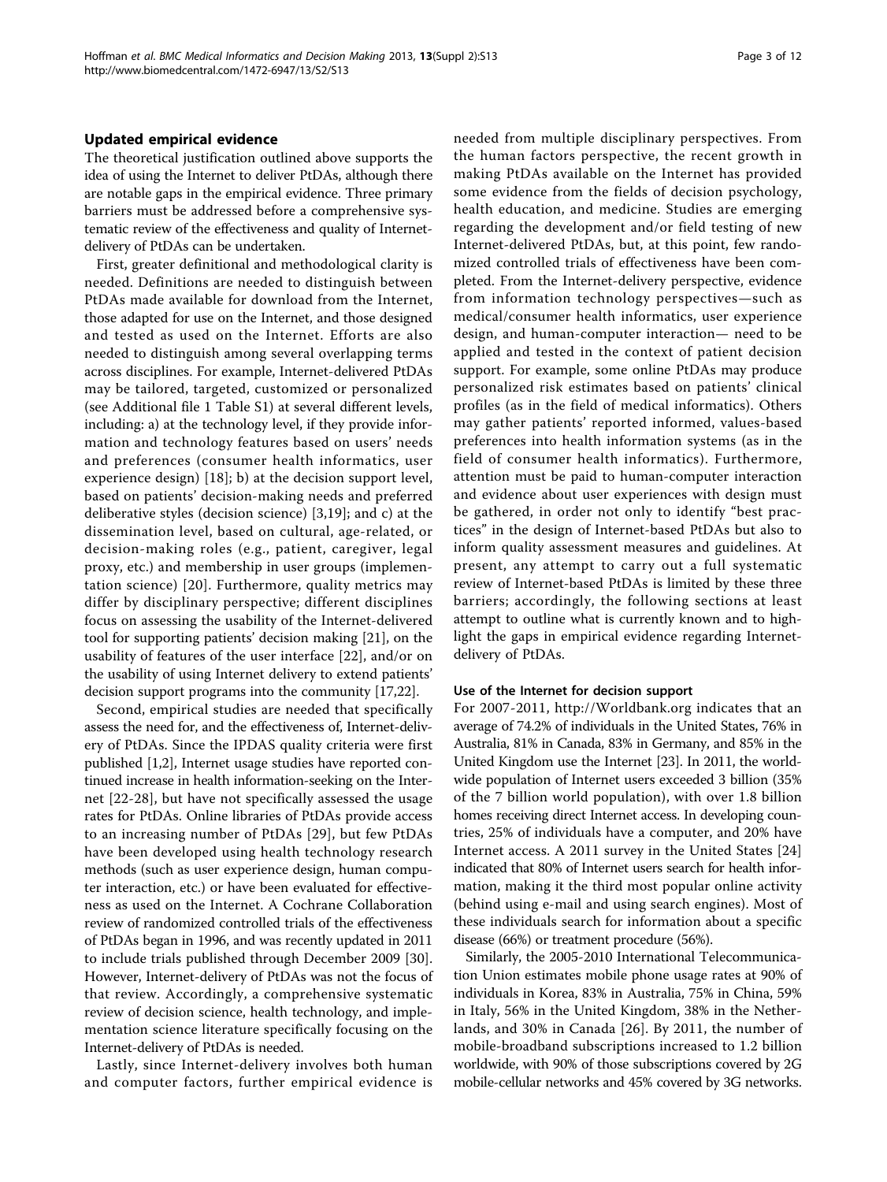## Updated empirical evidence

The theoretical justification outlined above supports the idea of using the Internet to deliver PtDAs, although there are notable gaps in the empirical evidence. Three primary barriers must be addressed before a comprehensive systematic review of the effectiveness and quality of Internet-delivery of PtDAs can be undertaken.

First, greater definitional and methodological clarity is needed. Definitions are needed to distinguish between PtDAs made available for download from the Internet, those adapted for use on the Internet, and those designed and tested as used on the Internet. Efforts are also needed to distinguish among several overlapping terms across disciplines. For example, Internet-delivered PtDAs may be tailored, targeted, customized or personalized (see Additional file 1 Table S1) at several different levels, including: a) at the technology level, if they provide information and technology features based on users' needs and preferences (consumer health informatics, user experience design) [18]; b) at the decision support level, based on patients' decision-making needs and preferred deliberative styles (decision science) [3,19]; and c) at the dissemination level, based on cultural, age-related, or decision-making roles (e.g., patient, caregiver, legal proxy, etc.) and membership in user groups (implementation science) [20]. Furthermore, quality metrics may differ by disciplinary perspective; different disciplines focus on assessing the usability of the Internet-delivered tool for supporting patients' decision making [21], on the usability of features of the user interface [22], and/or on the usability of using Internet delivery to extend patients' decision support programs into the community [17,22].

Second, empirical studies are needed that specifically assess the need for, and the effectiveness of, Internet-delivery of PtDAs. Since the IPDAS quality criteria were first published [1,2], Internet usage studies have reported continued increase in health information-seeking on the Internet [22-28], but have not specifically assessed the usage rates for PtDAs. Online libraries of PtDAs provide access to an increasing number of PtDAs [29], but few PtDAs have been developed using health technology research methods (such as user experience design, human computer interaction, etc.) or have been evaluated for effectiveness as used on the Internet. A Cochrane Collaboration review of randomized controlled trials of the effectiveness of PtDAs began in 1996, and was recently updated in 2011 to include trials published through December 2009 [30]. However, Internet-delivery of PtDAs was not the focus of that review. Accordingly, a comprehensive systematic review of decision science, health technology, and implementation science literature specifically focusing on the Internet-delivery of PtDAs is needed.

Lastly, since Internet-delivery involves both human and computer factors, further empirical evidence is needed from multiple disciplinary perspectives. From the human factors perspective, the recent growth in making PtDAs available on the Internet has provided some evidence from the fields of decision psychology, health education, and medicine. Studies are emerging regarding the development and/or field testing of new Internet-delivered PtDAs, but, at this point, few randomized controlled trials of effectiveness have been completed. From the Internet-delivery perspective, evidence from information technology perspectives—such as medical/consumer health informatics, user experience design, and human-computer interaction— need to be applied and tested in the context of patient decision support. For example, some online PtDAs may produce personalized risk estimates based on patients' clinical profiles (as in the field of medical informatics). Others may gather patients' reported informed, values-based preferences into health information systems (as in the field of consumer health informatics). Furthermore, attention must be paid to human-computer interaction and evidence about user experiences with design must be gathered, in order not only to identify "best practices" in the design of Internet-based PtDAs but also to inform quality assessment measures and guidelines. At present, any attempt to carry out a full systematic review of Internet-based PtDAs is limited by these three barriers; accordingly, the following sections at least attempt to outline what is currently known and to highlight the gaps in empirical evidence regarding Internet-delivery of PtDAs.

### Use of the Internet for decision support

For 2007-2011, http://Worldbank.org indicates that an average of 74.2% of individuals in the United States, 76% in Australia, 81% in Canada, 83% in Germany, and 85% in the United Kingdom use the Internet [23]. In 2011, the worldwide population of Internet users exceeded 3 billion (35% of the 7 billion world population), with over 1.8 billion homes receiving direct Internet access. In developing countries, 25% of individuals have a computer, and 20% have Internet access. A 2011 survey in the United States [24] indicated that 80% of Internet users search for health information, making it the third most popular online activity (behind using e-mail and using search engines). Most of these individuals search for information about a specific disease (66%) or treatment procedure (56%).

Similarly, the 2005-2010 International Telecommunication Union estimates mobile phone usage rates at 90% of individuals in Korea, 83% in Australia, 75% in China, 59% in Italy, 56% in the United Kingdom, 38% in the Netherlands, and 30% in Canada [26]. By 2011, the number of mobile-broadband subscriptions increased to 1.2 billion worldwide, with 90% of those subscriptions covered by 2G mobile-cellular networks and 45% covered by 3G networks.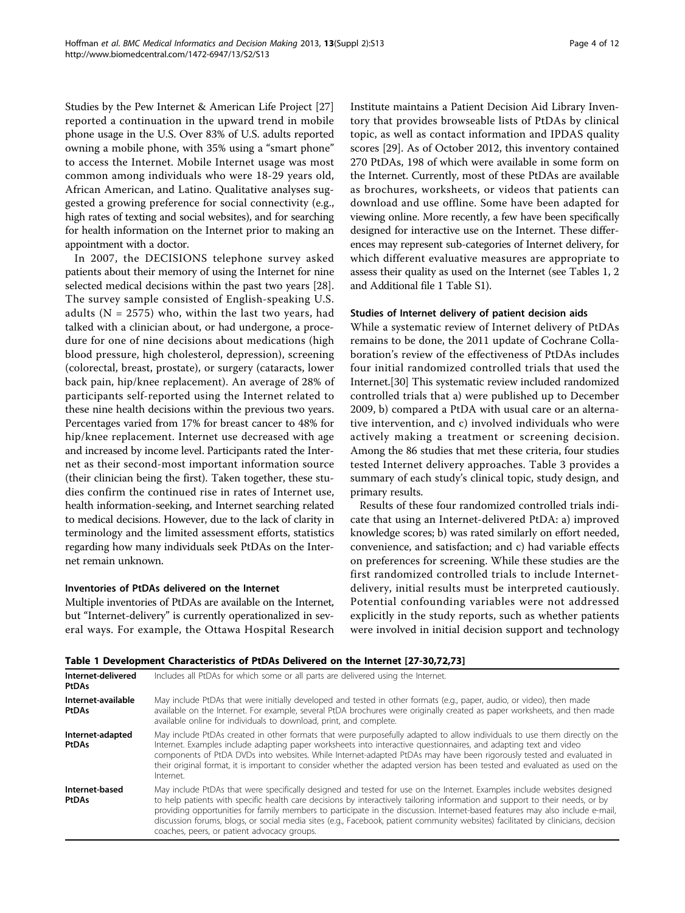Studies by the Pew Internet & American Life Project [27] reported a continuation in the upward trend in mobile phone usage in the U.S. Over 83% of U.S. adults reported owning a mobile phone, with 35% using a "smart phone" to access the Internet. Mobile Internet usage was most common among individuals who were 18-29 years old, African American, and Latino. Qualitative analyses suggested a growing preference for social connectivity (e.g., high rates of texting and social websites), and for searching for health information on the Internet prior to making an appointment with a doctor.

In 2007, the DECISIONS telephone survey asked patients about their memory of using the Internet for nine selected medical decisions within the past two years [28]. The survey sample consisted of English-speaking U.S. adults (N = 2575) who, within the last two years, had talked with a clinician about, or had undergone, a procedure for one of nine decisions about medications (high blood pressure, high cholesterol, depression), screening (colorectal, breast, prostate), or surgery (cataracts, lower back pain, hip/knee replacement). An average of 28% of participants self-reported using the Internet related to these nine health decisions within the previous two years. Percentages varied from 17% for breast cancer to 48% for hip/knee replacement. Internet use decreased with age and increased by income level. Participants rated the Internet as their second-most important information source (their clinician being the first). Taken together, these studies confirm the continued rise in rates of Internet use, health information-seeking, and Internet searching related to medical decisions. However, due to the lack of clarity in terminology and the limited assessment efforts, statistics regarding how many individuals seek PtDAs on the Internet remain unknown.

### Inventories of PtDAs delivered on the Internet

Multiple inventories of PtDAs are available on the Internet, but "Internet-delivery" is currently operationalized in several ways. For example, the Ottawa Hospital Research Institute maintains a Patient Decision Aid Library Inventory that provides browseable lists of PtDAs by clinical topic, as well as contact information and IPDAS quality scores [29]. As of October 2012, this inventory contained 270 PtDAs, 198 of which were available in some form on the Internet. Currently, most of these PtDAs are available as brochures, worksheets, or videos that patients can download and use offline. Some have been adapted for viewing online. More recently, a few have been specifically designed for interactive use on the Internet. These differences may represent sub-categories of Internet delivery, for which different evaluative measures are appropriate to assess their quality as used on the Internet (see Tables 1, 2 and Additional file 1 Table S1).

### Studies of Internet delivery of patient decision aids

While a systematic review of Internet delivery of PtDAs remains to be done, the 2011 update of Cochrane Collaboration's review of the effectiveness of PtDAs includes four initial randomized controlled trials that used the Internet.[30] This systematic review included randomized controlled trials that a) were published up to December 2009, b) compared a PtDA with usual care or an alternative intervention, and c) involved individuals who were actively making a treatment or screening decision. Among the 86 studies that met these criteria, four studies tested Internet delivery approaches. Table 3 provides a summary of each study's clinical topic, study design, and primary results.

Results of these four randomized controlled trials indicate that using an Internet-delivered PtDA: a) improved knowledge scores; b) was rated similarly on effort needed, convenience, and satisfaction; and c) had variable effects on preferences for screening. While these studies are the first randomized controlled trials to include Internet-delivery, initial results must be interpreted cautiously. Potential confounding variables were not addressed explicitly in the study reports, such as whether patients were involved in initial decision support and technology

**Table 1 Development Characteristics of PtDAs Delivered on the Internet [27-30,72,73]**

| | |
|---|---|
| **Internet-delivered PtDAs** | Includes all PtDAs for which some or all parts are delivered using the Internet. |
| **Internet-available PtDAs** | May include PtDAs that were initially developed and tested in other formats (e.g., paper, audio, or video), then made available on the Internet. For example, several PtDA brochures were originally created as paper worksheets, and then made available online for individuals to download, print, and complete. |
| **Internet-adapted PtDAs** | May include PtDAs created in other formats that were purposefully adapted to allow individuals to use them directly on the Internet. Examples include adapting paper worksheets into interactive questionnaires, and adapting text and video components of PtDA DVDs into websites. While Internet-adapted PtDAs may have been rigorously tested and evaluated in their original format, it is important to consider whether the adapted version has been tested and evaluated as used on the Internet. |
| **Internet-based PtDAs** | May include PtDAs that were specifically designed and tested for use on the Internet. Examples include websites designed to help patients with specific health care decisions by interactively tailoring information and support to their needs, or by providing opportunities for family members to participate in the discussion. Internet-based features may also include e-mail, discussion forums, blogs, or social media sites (e.g., Facebook, patient community websites) facilitated by clinicians, decision coaches, peers, or patient advocacy groups. |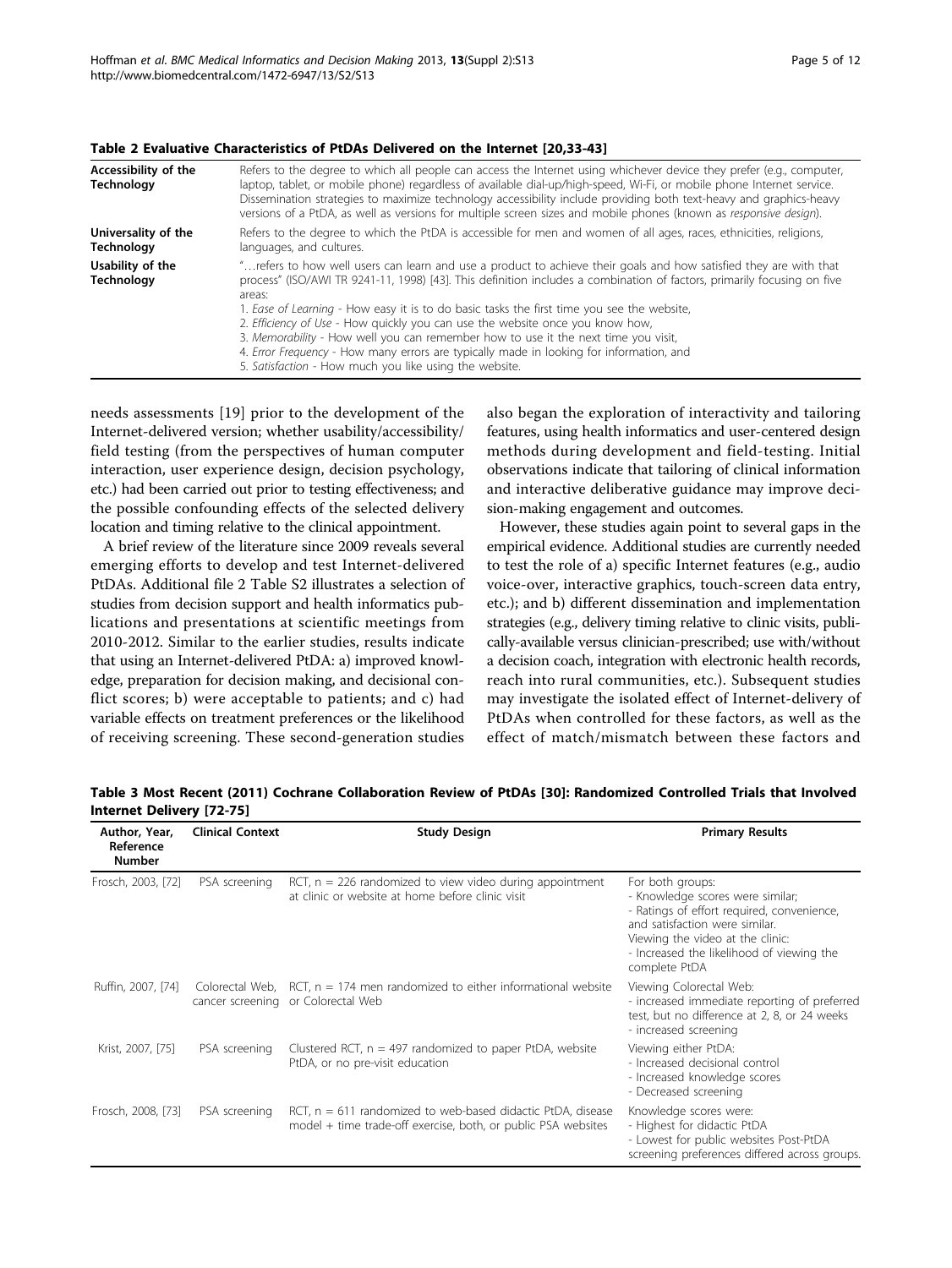**Table 2 Evaluative Characteristics of PtDAs Delivered on the Internet [20,33-43]**

| | |
|---|---|
| **Accessibility of the Technology** | Refers to the degree to which all people can access the Internet using whichever device they prefer (e.g., computer, laptop, tablet, or mobile phone) regardless of available dial-up/high-speed, Wi-Fi, or mobile phone Internet service. Dissemination strategies to maximize technology accessibility include providing both text-heavy and graphics-heavy versions of a PtDA, as well as versions for multiple screen sizes and mobile phones (known as *responsive design*). |
| **Universality of the Technology** | Refers to the degree to which the PtDA is accessible for men and women of all ages, races, ethnicities, religions, languages, and cultures. |
| **Usability of the Technology** | "…refers to how well users can learn and use a product to achieve their goals and how satisfied they are with that process" (ISO/AWI TR 9241-11, 1998) [43]. This definition includes a combination of factors, primarily focusing on five areas: 1. *Ease of Learning* - How easy it is to do basic tasks the first time you see the website, 2. *Efficiency of Use* - How quickly you can use the website once you know how, 3. *Memorability* - How well you can remember how to use it the next time you visit, 4. *Error Frequency* - How many errors are typically made in looking for information, and 5. *Satisfaction* - How much you like using the website. |

needs assessments [19] prior to the development of the Internet-delivered version; whether usability/accessibility/field testing (from the perspectives of human computer interaction, user experience design, decision psychology, etc.) had been carried out prior to testing effectiveness; and the possible confounding effects of the selected delivery location and timing relative to the clinical appointment.

A brief review of the literature since 2009 reveals several emerging efforts to develop and test Internet-delivered PtDAs. Additional file 2 Table S2 illustrates a selection of studies from decision support and health informatics publications and presentations at scientific meetings from 2010-2012. Similar to the earlier studies, results indicate that using an Internet-delivered PtDA: a) improved knowledge, preparation for decision making, and decisional conflict scores; b) were acceptable to patients; and c) had variable effects on treatment preferences or the likelihood of receiving screening. These second-generation studies also began the exploration of interactivity and tailoring features, using health informatics and user-centered design methods during development and field-testing. Initial observations indicate that tailoring of clinical information and interactive deliberative guidance may improve decision-making engagement and outcomes.

However, these studies again point to several gaps in the empirical evidence. Additional studies are currently needed to test the role of a) specific Internet features (e.g., audio voice-over, interactive graphics, touch-screen data entry, etc.); and b) different dissemination and implementation strategies (e.g., delivery timing relative to clinic visits, publically-available versus clinician-prescribed; use with/without a decision coach, integration with electronic health records, reach into rural communities, etc.). Subsequent studies may investigate the isolated effect of Internet-delivery of PtDAs when controlled for these factors, as well as the effect of match/mismatch between these factors and

**Table 3 Most Recent (2011) Cochrane Collaboration Review of PtDAs [30]: Randomized Controlled Trials that Involved Internet Delivery [72-75]**

| Author, Year, Reference Number | Clinical Context | Study Design | Primary Results |
|---|---|---|---|
| Frosch, 2003, [72] | PSA screening | RCT, n = 226 randomized to view video during appointment at clinic or website at home before clinic visit | For both groups: - Knowledge scores were similar; - Ratings of effort required, convenience, and satisfaction were similar. Viewing the video at the clinic: - Increased the likelihood of viewing the complete PtDA |
| Ruffin, 2007, [74] | Colorectal Web, cancer screening | RCT, n = 174 men randomized to either informational website or Colorectal Web | Viewing Colorectal Web: - increased immediate reporting of preferred test, but no difference at 2, 8, or 24 weeks - increased screening |
| Krist, 2007, [75] | PSA screening | Clustered RCT, n = 497 randomized to paper PtDA, website PtDA, or no pre-visit education | Viewing either PtDA: - Increased decisional control - Increased knowledge scores - Decreased screening |
| Frosch, 2008, [73] | PSA screening | RCT, n = 611 randomized to web-based didactic PtDA, disease model + time trade-off exercise, both, or public PSA websites | Knowledge scores were: - Highest for didactic PtDA - Lowest for public websites Post-PtDA screening preferences differed across groups. |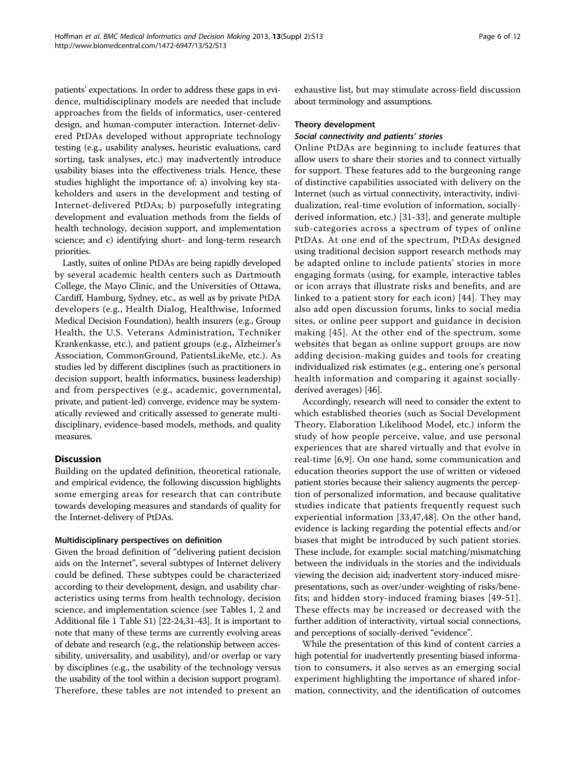patients' expectations. In order to address these gaps in evidence, multidisciplinary models are needed that include approaches from the fields of informatics, user-centered design, and human-computer interaction. Internet-delivered PtDAs developed without appropriate technology testing (e.g., usability analyses, heuristic evaluations, card sorting, task analyses, etc.) may inadvertently introduce usability biases into the effectiveness trials. Hence, these studies highlight the importance of: a) involving key stakeholders and users in the development and testing of Internet-delivered PtDAs; b) purposefully integrating development and evaluation methods from the fields of health technology, decision support, and implementation science; and c) identifying short- and long-term research priorities.

Lastly, suites of online PtDAs are being rapidly developed by several academic health centers such as Dartmouth College, the Mayo Clinic, and the Universities of Ottawa, Cardiff, Hamburg, Sydney, etc., as well as by private PtDA developers (e.g., Health Dialog, Healthwise, Informed Medical Decision Foundation), health insurers (e.g., Group Health, the U.S. Veterans Administration, Techniker Krankenkasse, etc.), and patient groups (e.g., Alzheimer's Association, CommonGround, PatientsLikeMe, etc.). As studies led by different disciplines (such as practitioners in decision support, health informatics, business leadership) and from perspectives (e.g., academic, governmental, private, and patient-led) converge, evidence may be systematically reviewed and critically assessed to generate multidisciplinary, evidence-based models, methods, and quality measures.

## Discussion

Building on the updated definition, theoretical rationale, and empirical evidence, the following discussion highlights some emerging areas for research that can contribute towards developing measures and standards of quality for the Internet-delivery of PtDAs.

### Multidisciplinary perspectives on definition

Given the broad definition of "delivering patient decision aids on the Internet", several subtypes of Internet delivery could be defined. These subtypes could be characterized according to their development, design, and usability characteristics using terms from health technology, decision science, and implementation science (see Tables 1, 2 and Additional file 1 Table S1) [22-24,31-43]. It is important to note that many of these terms are currently evolving areas of debate and research (e.g., the relationship between accessibility, universality, and usability), and/or overlap or vary by disciplines (e.g., the usability of the technology versus the usability of the tool within a decision support program). Therefore, these tables are not intended to present an exhaustive list, but may stimulate across-field discussion about terminology and assumptions.

### Theory development

#### *Social connectivity and patients' stories*

Online PtDAs are beginning to include features that allow users to share their stories and to connect virtually for support. These features add to the burgeoning range of distinctive capabilities associated with delivery on the Internet (such as virtual connectivity, interactivity, individualization, real-time evolution of information, socially-derived information, etc.) [31-33], and generate multiple sub-categories across a spectrum of types of online PtDAs. At one end of the spectrum, PtDAs designed using traditional decision support research methods may be adapted online to include patients' stories in more engaging formats (using, for example, interactive tables or icon arrays that illustrate risks and benefits, and are linked to a patient story for each icon) [44]. They may also add open discussion forums, links to social media sites, or online peer support and guidance in decision making [45]. At the other end of the spectrum, some websites that began as online support groups are now adding decision-making guides and tools for creating individualized risk estimates (e.g., entering one's personal health information and comparing it against socially-derived averages) [46].

Accordingly, research will need to consider the extent to which established theories (such as Social Development Theory, Elaboration Likelihood Model, etc.) inform the study of how people perceive, value, and use personal experiences that are shared virtually and that evolve in real-time [6,9]. On one hand, some communication and education theories support the use of written or videoed patient stories because their saliency augments the perception of personalized information, and because qualitative studies indicate that patients frequently request such experiential information [33,47,48]. On the other hand, evidence is lacking regarding the potential effects and/or biases that might be introduced by such patient stories. These include, for example: social matching/mismatching between the individuals in the stories and the individuals viewing the decision aid; inadvertent story-induced misrepresentations, such as over/under-weighting of risks/benefits; and hidden story-induced framing biases [49-51]. These effects may be increased or decreased with the further addition of interactivity, virtual social connections, and perceptions of socially-derived "evidence".

While the presentation of this kind of content carries a high potential for inadvertently presenting biased information to consumers, it also serves as an emerging social experiment highlighting the importance of shared information, connectivity, and the identification of outcomes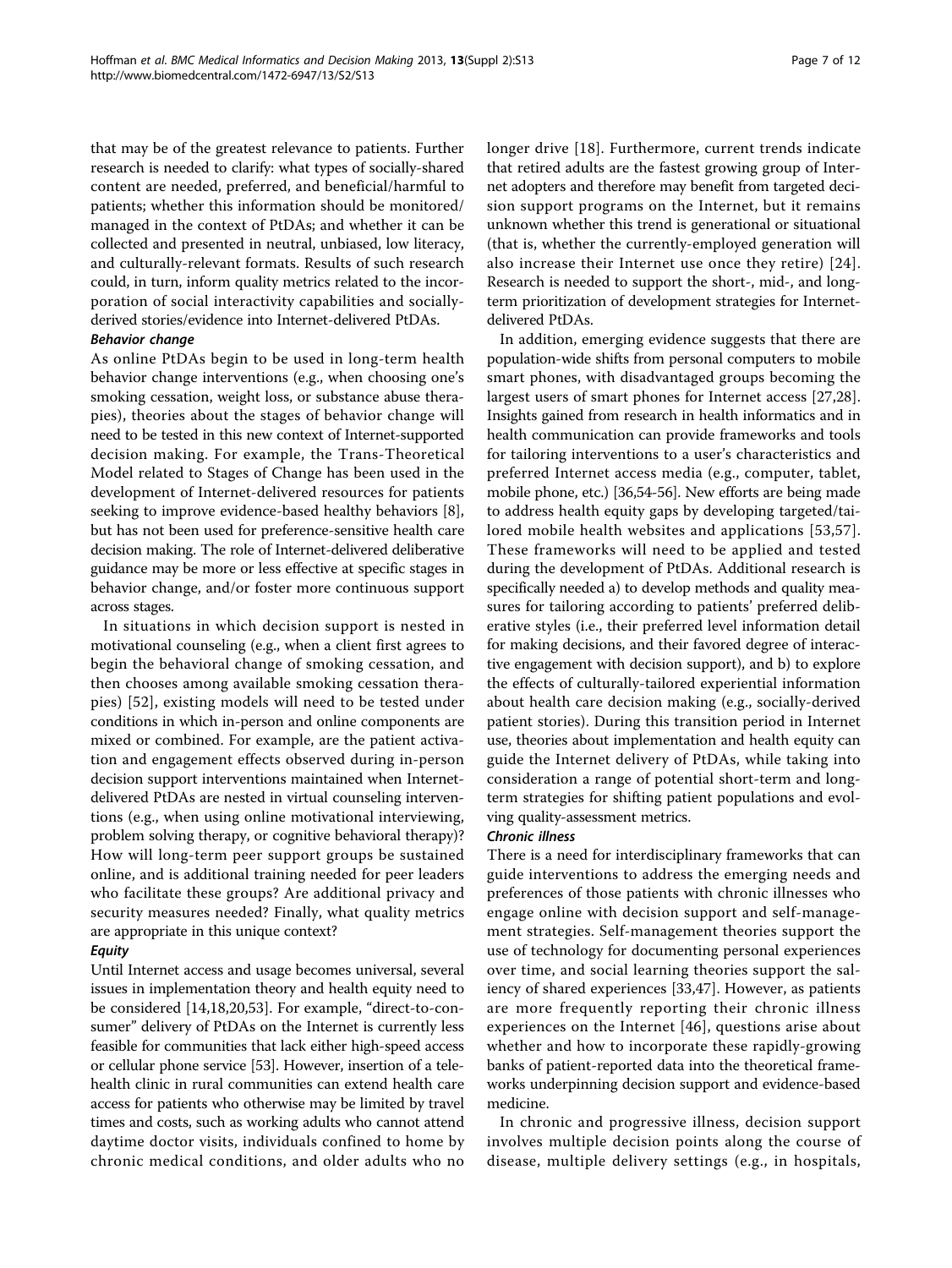that may be of the greatest relevance to patients. Further research is needed to clarify: what types of socially-shared content are needed, preferred, and beneficial/harmful to patients; whether this information should be monitored/managed in the context of PtDAs; and whether it can be collected and presented in neutral, unbiased, low literacy, and culturally-relevant formats. Results of such research could, in turn, inform quality metrics related to the incorporation of social interactivity capabilities and socially-derived stories/evidence into Internet-delivered PtDAs.

#### *Behavior change*

As online PtDAs begin to be used in long-term health behavior change interventions (e.g., when choosing one's smoking cessation, weight loss, or substance abuse therapies), theories about the stages of behavior change will need to be tested in this new context of Internet-supported decision making. For example, the Trans-Theoretical Model related to Stages of Change has been used in the development of Internet-delivered resources for patients seeking to improve evidence-based healthy behaviors [8], but has not been used for preference-sensitive health care decision making. The role of Internet-delivered deliberative guidance may be more or less effective at specific stages in behavior change, and/or foster more continuous support across stages.

In situations in which decision support is nested in motivational counseling (e.g., when a client first agrees to begin the behavioral change of smoking cessation, and then chooses among available smoking cessation therapies) [52], existing models will need to be tested under conditions in which in-person and online components are mixed or combined. For example, are the patient activation and engagement effects observed during in-person decision support interventions maintained when Internet-delivered PtDAs are nested in virtual counseling interventions (e.g., when using online motivational interviewing, problem solving therapy, or cognitive behavioral therapy)? How will long-term peer support groups be sustained online, and is additional training needed for peer leaders who facilitate these groups? Are additional privacy and security measures needed? Finally, what quality metrics are appropriate in this unique context?

#### *Equity*

Until Internet access and usage becomes universal, several issues in implementation theory and health equity need to be considered [14,18,20,53]. For example, "direct-to-consumer" delivery of PtDAs on the Internet is currently less feasible for communities that lack either high-speed access or cellular phone service [53]. However, insertion of a tele-health clinic in rural communities can extend health care access for patients who otherwise may be limited by travel times and costs, such as working adults who cannot attend daytime doctor visits, individuals confined to home by chronic medical conditions, and older adults who no longer drive [18]. Furthermore, current trends indicate that retired adults are the fastest growing group of Internet adopters and therefore may benefit from targeted decision support programs on the Internet, but it remains unknown whether this trend is generational or situational (that is, whether the currently-employed generation will also increase their Internet use once they retire) [24]. Research is needed to support the short-, mid-, and long-term prioritization of development strategies for Internet-delivered PtDAs.

In addition, emerging evidence suggests that there are population-wide shifts from personal computers to mobile smart phones, with disadvantaged groups becoming the largest users of smart phones for Internet access [27,28]. Insights gained from research in health informatics and in health communication can provide frameworks and tools for tailoring interventions to a user's characteristics and preferred Internet access media (e.g., computer, tablet, mobile phone, etc.) [36,54-56]. New efforts are being made to address health equity gaps by developing targeted/tailored mobile health websites and applications [53,57]. These frameworks will need to be applied and tested during the development of PtDAs. Additional research is specifically needed a) to develop methods and quality measures for tailoring according to patients' preferred deliberative styles (i.e., their preferred level information detail for making decisions, and their favored degree of interactive engagement with decision support), and b) to explore the effects of culturally-tailored experiential information about health care decision making (e.g., socially-derived patient stories). During this transition period in Internet use, theories about implementation and health equity can guide the Internet delivery of PtDAs, while taking into consideration a range of potential short-term and long-term strategies for shifting patient populations and evolving quality-assessment metrics.

#### *Chronic illness*

There is a need for interdisciplinary frameworks that can guide interventions to address the emerging needs and preferences of those patients with chronic illnesses who engage online with decision support and self-management strategies. Self-management theories support the use of technology for documenting personal experiences over time, and social learning theories support the saliency of shared experiences [33,47]. However, as patients are more frequently reporting their chronic illness experiences on the Internet [46], questions arise about whether and how to incorporate these rapidly-growing banks of patient-reported data into the theoretical frameworks underpinning decision support and evidence-based medicine.

In chronic and progressive illness, decision support involves multiple decision points along the course of disease, multiple delivery settings (e.g., in hospitals,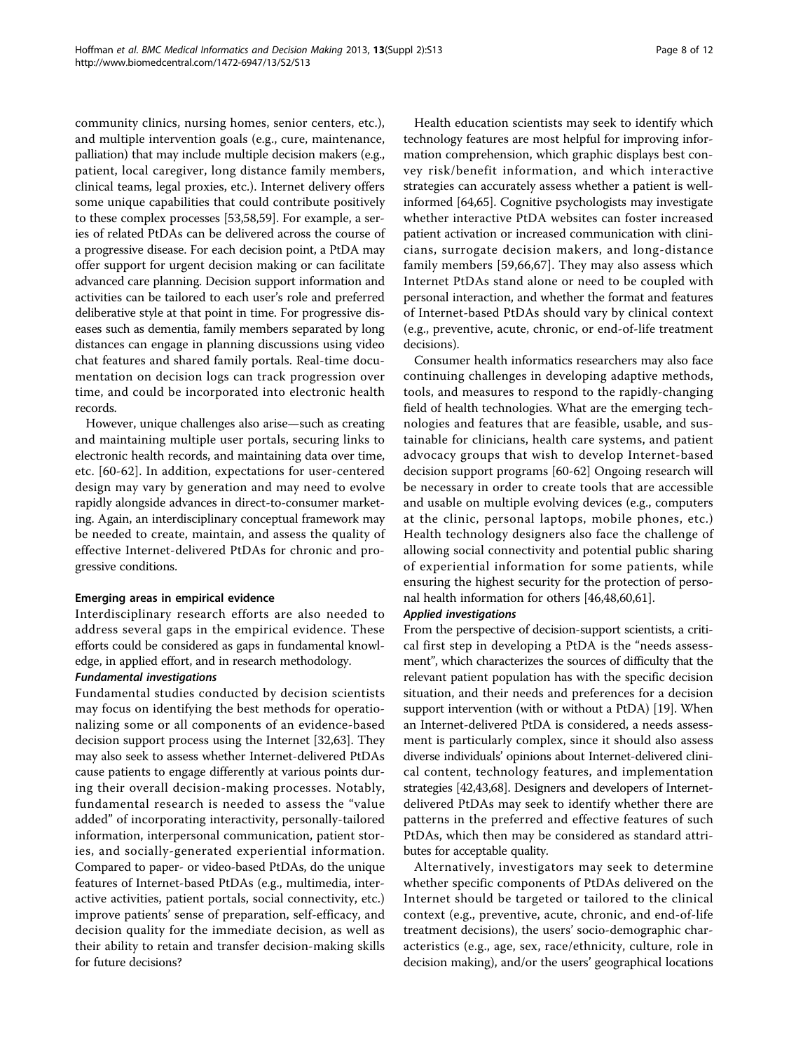community clinics, nursing homes, senior centers, etc.), and multiple intervention goals (e.g., cure, maintenance, palliation) that may include multiple decision makers (e.g., patient, local caregiver, long distance family members, clinical teams, legal proxies, etc.). Internet delivery offers some unique capabilities that could contribute positively to these complex processes [53,58,59]. For example, a series of related PtDAs can be delivered across the course of a progressive disease. For each decision point, a PtDA may offer support for urgent decision making or can facilitate advanced care planning. Decision support information and activities can be tailored to each user's role and preferred deliberative style at that point in time. For progressive diseases such as dementia, family members separated by long distances can engage in planning discussions using video chat features and shared family portals. Real-time documentation on decision logs can track progression over time, and could be incorporated into electronic health records.

However, unique challenges also arise—such as creating and maintaining multiple user portals, securing links to electronic health records, and maintaining data over time, etc. [60-62]. In addition, expectations for user-centered design may vary by generation and may need to evolve rapidly alongside advances in direct-to-consumer marketing. Again, an interdisciplinary conceptual framework may be needed to create, maintain, and assess the quality of effective Internet-delivered PtDAs for chronic and progressive conditions.

#### Emerging areas in empirical evidence

Interdisciplinary research efforts are also needed to address several gaps in the empirical evidence. These efforts could be considered as gaps in fundamental knowledge, in applied effort, and in research methodology.

##### *Fundamental investigations*

Fundamental studies conducted by decision scientists may focus on identifying the best methods for operationalizing some or all components of an evidence-based decision support process using the Internet [32,63]. They may also seek to assess whether Internet-delivered PtDAs cause patients to engage differently at various points during their overall decision-making processes. Notably, fundamental research is needed to assess the "value added" of incorporating interactivity, personally-tailored information, interpersonal communication, patient stories, and socially-generated experiential information. Compared to paper- or video-based PtDAs, do the unique features of Internet-based PtDAs (e.g., multimedia, interactive activities, patient portals, social connectivity, etc.) improve patients' sense of preparation, self-efficacy, and decision quality for the immediate decision, as well as their ability to retain and transfer decision-making skills for future decisions?

Health education scientists may seek to identify which technology features are most helpful for improving information comprehension, which graphic displays best convey risk/benefit information, and which interactive strategies can accurately assess whether a patient is well-informed [64,65]. Cognitive psychologists may investigate whether interactive PtDA websites can foster increased patient activation or increased communication with clinicians, surrogate decision makers, and long-distance family members [59,66,67]. They may also assess which Internet PtDAs stand alone or need to be coupled with personal interaction, and whether the format and features of Internet-based PtDAs should vary by clinical context (e.g., preventive, acute, chronic, or end-of-life treatment decisions).

Consumer health informatics researchers may also face continuing challenges in developing adaptive methods, tools, and measures to respond to the rapidly-changing field of health technologies. What are the emerging technologies and features that are feasible, usable, and sustainable for clinicians, health care systems, and patient advocacy groups that wish to develop Internet-based decision support programs [60-62] Ongoing research will be necessary in order to create tools that are accessible and usable on multiple evolving devices (e.g., computers at the clinic, personal laptops, mobile phones, etc.) Health technology designers also face the challenge of allowing social connectivity and potential public sharing of experiential information for some patients, while ensuring the highest security for the protection of personal health information for others [46,48,60,61].

##### *Applied investigations*

From the perspective of decision-support scientists, a critical first step in developing a PtDA is the "needs assessment", which characterizes the sources of difficulty that the relevant patient population has with the specific decision situation, and their needs and preferences for a decision support intervention (with or without a PtDA) [19]. When an Internet-delivered PtDA is considered, a needs assessment is particularly complex, since it should also assess diverse individuals' opinions about Internet-delivered clinical content, technology features, and implementation strategies [42,43,68]. Designers and developers of Internet-delivered PtDAs may seek to identify whether there are patterns in the preferred and effective features of such PtDAs, which then may be considered as standard attributes for acceptable quality.

Alternatively, investigators may seek to determine whether specific components of PtDAs delivered on the Internet should be targeted or tailored to the clinical context (e.g., preventive, acute, chronic, and end-of-life treatment decisions), the users' socio-demographic characteristics (e.g., age, sex, race/ethnicity, culture, role in decision making), and/or the users' geographical locations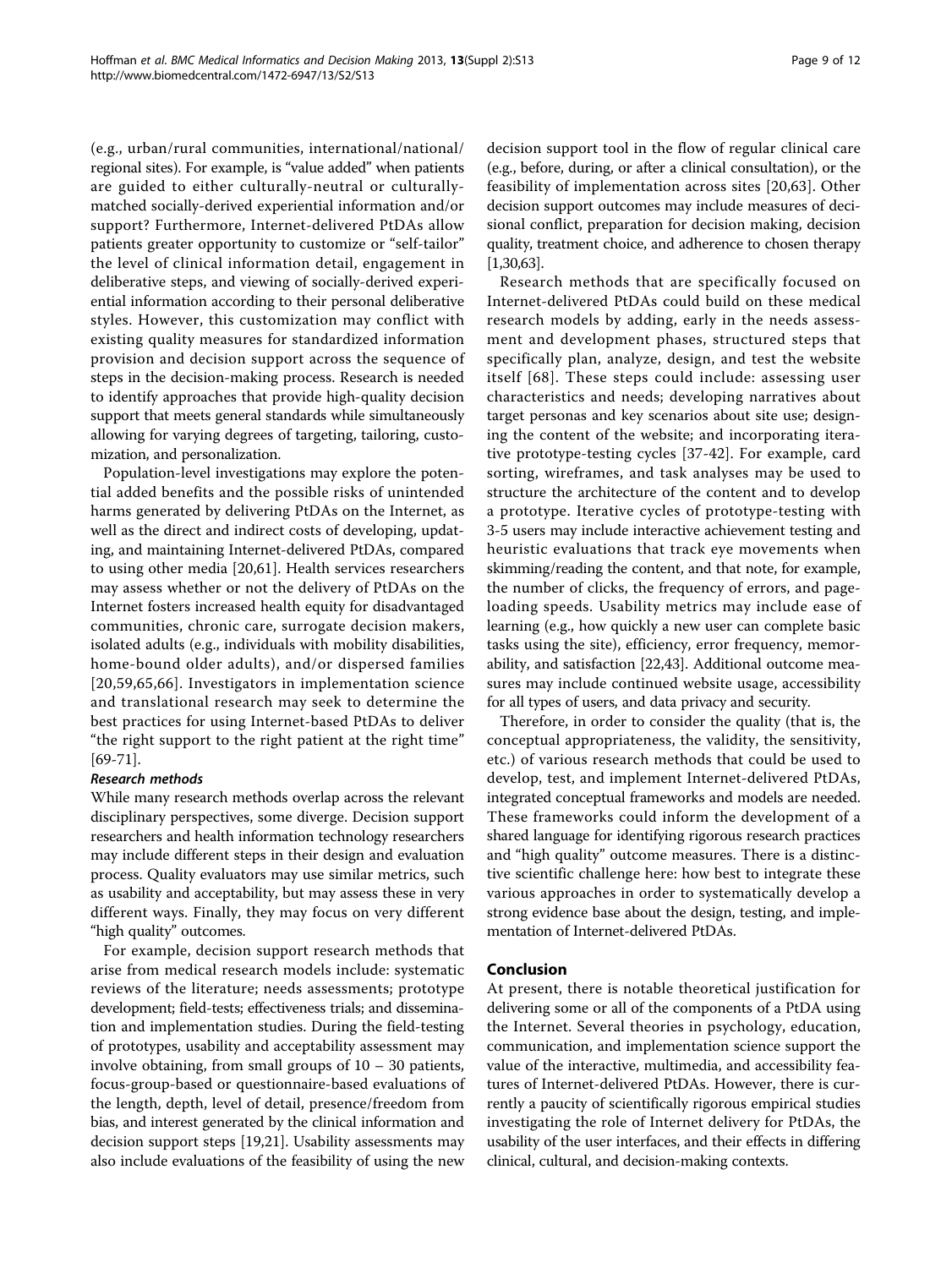(e.g., urban/rural communities, international/national/regional sites). For example, is "value added" when patients are guided to either culturally-neutral or culturally-matched socially-derived experiential information and/or support? Furthermore, Internet-delivered PtDAs allow patients greater opportunity to customize or "self-tailor" the level of clinical information detail, engagement in deliberative steps, and viewing of socially-derived experiential information according to their personal deliberative styles. However, this customization may conflict with existing quality measures for standardized information provision and decision support across the sequence of steps in the decision-making process. Research is needed to identify approaches that provide high-quality decision support that meets general standards while simultaneously allowing for varying degrees of targeting, tailoring, customization, and personalization.

Population-level investigations may explore the potential added benefits and the possible risks of unintended harms generated by delivering PtDAs on the Internet, as well as the direct and indirect costs of developing, updating, and maintaining Internet-delivered PtDAs, compared to using other media [20,61]. Health services researchers may assess whether or not the delivery of PtDAs on the Internet fosters increased health equity for disadvantaged communities, chronic care, surrogate decision makers, isolated adults (e.g., individuals with mobility disabilities, home-bound older adults), and/or dispersed families [20,59,65,66]. Investigators in implementation science and translational research may seek to determine the best practices for using Internet-based PtDAs to deliver "the right support to the right patient at the right time" [69-71].

#### *Research methods*

While many research methods overlap across the relevant disciplinary perspectives, some diverge. Decision support researchers and health information technology researchers may include different steps in their design and evaluation process. Quality evaluators may use similar metrics, such as usability and acceptability, but may assess these in very different ways. Finally, they may focus on very different "high quality" outcomes.

For example, decision support research methods that arise from medical research models include: systematic reviews of the literature; needs assessments; prototype development; field-tests; effectiveness trials; and dissemination and implementation studies. During the field-testing of prototypes, usability and acceptability assessment may involve obtaining, from small groups of 10 – 30 patients, focus-group-based or questionnaire-based evaluations of the length, depth, level of detail, presence/freedom from bias, and interest generated by the clinical information and decision support steps [19,21]. Usability assessments may also include evaluations of the feasibility of using the new decision support tool in the flow of regular clinical care (e.g., before, during, or after a clinical consultation), or the feasibility of implementation across sites [20,63]. Other decision support outcomes may include measures of decisional conflict, preparation for decision making, decision quality, treatment choice, and adherence to chosen therapy [1,30,63].

Research methods that are specifically focused on Internet-delivered PtDAs could build on these medical research models by adding, early in the needs assessment and development phases, structured steps that specifically plan, analyze, design, and test the website itself [68]. These steps could include: assessing user characteristics and needs; developing narratives about target personas and key scenarios about site use; designing the content of the website; and incorporating iterative prototype-testing cycles [37-42]. For example, card sorting, wireframes, and task analyses may be used to structure the architecture of the content and to develop a prototype. Iterative cycles of prototype-testing with 3-5 users may include interactive achievement testing and heuristic evaluations that track eye movements when skimming/reading the content, and that note, for example, the number of clicks, the frequency of errors, and page-loading speeds. Usability metrics may include ease of learning (e.g., how quickly a new user can complete basic tasks using the site), efficiency, error frequency, memorability, and satisfaction [22,43]. Additional outcome measures may include continued website usage, accessibility for all types of users, and data privacy and security.

Therefore, in order to consider the quality (that is, the conceptual appropriateness, the validity, the sensitivity, etc.) of various research methods that could be used to develop, test, and implement Internet-delivered PtDAs, integrated conceptual frameworks and models are needed. These frameworks could inform the development of a shared language for identifying rigorous research practices and "high quality" outcome measures. There is a distinctive scientific challenge here: how best to integrate these various approaches in order to systematically develop a strong evidence base about the design, testing, and implementation of Internet-delivered PtDAs.

## Conclusion

At present, there is notable theoretical justification for delivering some or all of the components of a PtDA using the Internet. Several theories in psychology, education, communication, and implementation science support the value of the interactive, multimedia, and accessibility features of Internet-delivered PtDAs. However, there is currently a paucity of scientifically rigorous empirical studies investigating the role of Internet delivery for PtDAs, the usability of the user interfaces, and their effects in differing clinical, cultural, and decision-making contexts.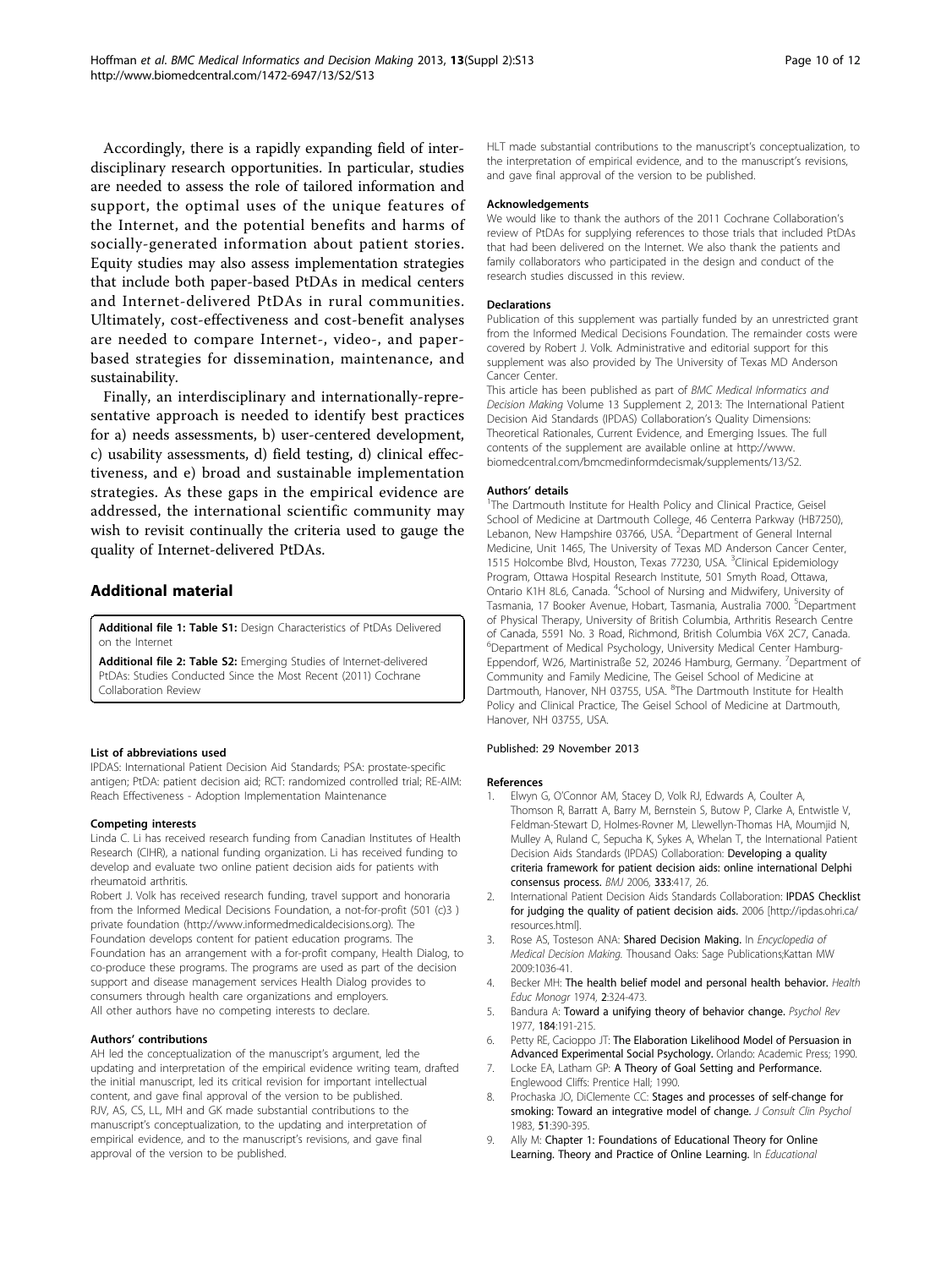Accordingly, there is a rapidly expanding field of interdisciplinary research opportunities. In particular, studies are needed to assess the role of tailored information and support, the optimal uses of the unique features of the Internet, and the potential benefits and harms of socially-generated information about patient stories. Equity studies may also assess implementation strategies that include both paper-based PtDAs in medical centers and Internet-delivered PtDAs in rural communities. Ultimately, cost-effectiveness and cost-benefit analyses are needed to compare Internet-, video-, and paper-based strategies for dissemination, maintenance, and sustainability.

Finally, an interdisciplinary and internationally-representative approach is needed to identify best practices for a) needs assessments, b) user-centered development, c) usability assessments, d) field testing, d) clinical effectiveness, and e) broad and sustainable implementation strategies. As these gaps in the empirical evidence are addressed, the international scientific community may wish to revisit continually the criteria used to gauge the quality of Internet-delivered PtDAs.

## Additional material

**Additional file 1: Table S1:** Design Characteristics of PtDAs Delivered on the Internet

**Additional file 2: Table S2:** Emerging Studies of Internet-delivered PtDAs: Studies Conducted Since the Most Recent (2011) Cochrane Collaboration Review

#### List of abbreviations used

IPDAS: International Patient Decision Aid Standards; PSA: prostate-specific antigen; PtDA: patient decision aid; RCT: randomized controlled trial; RE-AIM: Reach Effectiveness - Adoption Implementation Maintenance

#### Competing interests

Linda C. Li has received research funding from Canadian Institutes of Health Research (CIHR), a national funding organization. Li has received funding to develop and evaluate two online patient decision aids for patients with rheumatoid arthritis.

Robert J. Volk has received research funding, travel support and honoraria from the Informed Medical Decisions Foundation, a not-for-profit (501 (c)3 ) private foundation (http://www.informedmedicaldecisions.org). The Foundation develops content for patient education programs. The Foundation has an arrangement with a for-profit company, Health Dialog, to co-produce these programs. The programs are used as part of the decision support and disease management services Health Dialog provides to consumers through health care organizations and employers.

All other authors have no competing interests to declare.

#### Authors' contributions

AH led the conceptualization of the manuscript's argument, led the updating and interpretation of the empirical evidence writing team, drafted the initial manuscript, led its critical revision for important intellectual content, and gave final approval of the version to be published.

RJV, AS, CS, LL, MH and GK made substantial contributions to the manuscript's conceptualization, to the updating and interpretation of empirical evidence, and to the manuscript's revisions, and gave final approval of the version to be published.

HLT made substantial contributions to the manuscript's conceptualization, to the interpretation of empirical evidence, and to the manuscript's revisions, and gave final approval of the version to be published.

#### Acknowledgements

We would like to thank the authors of the 2011 Cochrane Collaboration's review of PtDAs for supplying references to those trials that included PtDAs that had been delivered on the Internet. We also thank the patients and family collaborators who participated in the design and conduct of the research studies discussed in this review.

#### Declarations

Publication of this supplement was partially funded by an unrestricted grant from the Informed Medical Decisions Foundation. The remainder costs were covered by Robert J. Volk. Administrative and editorial support for this supplement was also provided by The University of Texas MD Anderson Cancer Center.

This article has been published as part of *BMC Medical Informatics and Decision Making* Volume 13 Supplement 2, 2013: The International Patient Decision Aid Standards (IPDAS) Collaboration's Quality Dimensions: Theoretical Rationales, Current Evidence, and Emerging Issues. The full contents of the supplement are available online at http://www.biomedcentral.com/bmcmedinformdecismak/supplements/13/S2.

#### Authors' details

[1]The Dartmouth Institute for Health Policy and Clinical Practice, Geisel School of Medicine at Dartmouth College, 46 Centerra Parkway (HB7250), Lebanon, New Hampshire 03766, USA. [2]Department of General Internal Medicine, Unit 1465, The University of Texas MD Anderson Cancer Center, 1515 Holcombe Blvd, Houston, Texas 77230, USA. [3]Clinical Epidemiology Program, Ottawa Hospital Research Institute, 501 Smyth Road, Ottawa, Ontario K1H 8L6, Canada. [4]School of Nursing and Midwifery, University of Tasmania, 17 Booker Avenue, Hobart, Tasmania, Australia 7000. [5]Department of Physical Therapy, University of British Columbia, Arthritis Research Centre of Canada, 5591 No. 3 Road, Richmond, British Columbia V6X 2C7, Canada. [6]Department of Medical Psychology, University Medical Center Hamburg-Eppendorf, W26, Martinistraße 52, 20246 Hamburg, Germany. [7]Department of Community and Family Medicine, The Geisel School of Medicine at Dartmouth, Hanover, NH 03755, USA. [8]The Dartmouth Institute for Health Policy and Clinical Practice, The Geisel School of Medicine at Dartmouth, Hanover, NH 03755, USA.

Published: 29 November 2013

#### References

1. Elwyn G, O'Connor AM, Stacey D, Volk RJ, Edwards A, Coulter A, Thomson R, Barratt A, Barry M, Bernstein S, Butow P, Clarke A, Entwistle V, Feldman-Stewart D, Holmes-Rovner M, Llewellyn-Thomas HA, Moumjid N, Mulley A, Ruland C, Sepucha K, Sykes A, Whelan T, the International Patient Decision Aids Standards (IPDAS) Collaboration: **Developing a quality criteria framework for patient decision aids: online international Delphi consensus process.** *BMJ* 2006, **333**:417, 26.
2. International Patient Decision Aids Standards Collaboration: **IPDAS Checklist for judging the quality of patient decision aids.** 2006 [http://ipdas.ohri.ca/resources.html].
3. Rose AS, Tosteson ANA: **Shared Decision Making.** In *Encyclopedia of Medical Decision Making.* Thousand Oaks: Sage Publications;Kattan MW 2009:1036-41.
4. Becker MH: **The health belief model and personal health behavior.** *Health Educ Monogr* 1974, **2**:324-473.
5. Bandura A: **Toward a unifying theory of behavior change.** *Psychol Rev* 1977, **184**:191-215.
6. Petty RE, Cacioppo JT: **The Elaboration Likelihood Model of Persuasion in Advanced Experimental Social Psychology.** Orlando: Academic Press; 1990.
7. Locke EA, Latham GP: **A Theory of Goal Setting and Performance.** Englewood Cliffs: Prentice Hall; 1990.
8. Prochaska JO, DiClemente CC: **Stages and processes of self-change for smoking: Toward an integrative model of change.** *J Consult Clin Psychol* 1983, **51**:390-395.
9. Ally M: **Chapter 1: Foundations of Educational Theory for Online Learning. Theory and Practice of Online Learning.** In *Educational*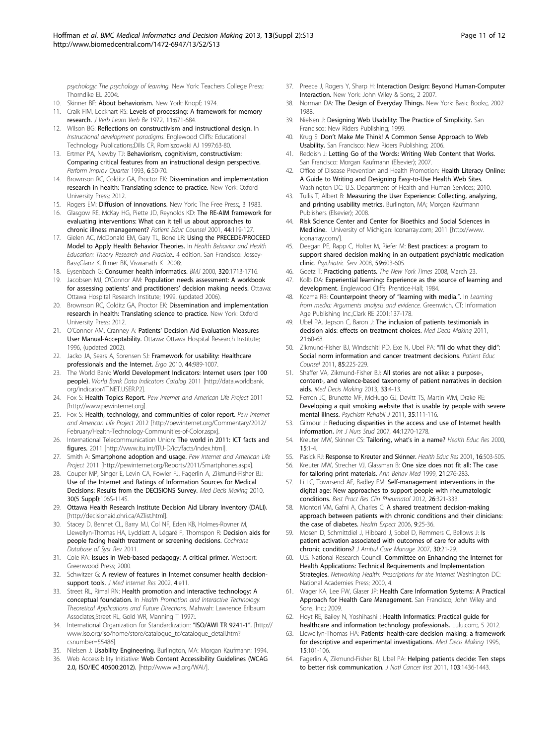*psychology: The psychology of learning.* New York: Teachers College Press; Thorndike EL 2004:.

10. Skinner BF: **About behaviorism.** New York: Knopf; 1974.
11. Craik FIM, Lockhart RS: **Levels of processing: A framework for memory research.** *J Verb Learn Verb Be* 1972, **11**:671-684.
12. Wilson BG: **Reflections on constructivism and instructional design.** In *Instructional development paradigms.* Englewood Cliffs: Educational Technology Publications;Dills CR, Romiszowski AJ 1997:63-80.
13. Ertmer PA, Newby TJ: **Behaviorism, cognitivism, constructivism: Comparing critical features from an instructional design perspective.** *Perform Improv Quarter* 1993, **6**:50-70.
14. Brownson RC, Colditz GA, Proctor EK: **Dissemination and implementation research in health: Translating science to practice.** New York: Oxford University Press; 2012.
15. Rogers EM: **Diffusion of innovations.** New York: The Free Press;, 3 1983.
16. Glasgow RE, McKay HG, Piette JD, Reynolds KD: **The RE-AIM framework for evaluating interventions: What can it tell us about approaches to chronic illness management?** *Patient Educ Counsel* 2001, **44**:119-127.
17. Gielen AC, McDonald EM, Gary TL, Bone LR: **Using the PRECEDE/PROCEED Model to Apply Health Behavior Theories.** In *Health Behavior and Health Education: Theory Research and Practice..* 4 edition. San Francisco: Jossey-Bass;Glanz K, Rimer BK, Viswanath K 2008:.
18. Eysenbach G: **Consumer health informatics.** *BMJ* 2000, **320**:1713-1716.
19. Jacobsen MJ, O'Connor AM: **Population needs assessment: A workbook for assessing patients' and practitioners' decision making needs.** Ottawa: Ottawa Hospital Research Institute; 1999, (updated 2006).
20. Brownson RC, Colditz GA, Proctor EK: **Dissemination and implementation research in health: Translating science to practice.** New York: Oxford University Press; 2012.
21. O'Connor AM, Cranney A: **Patients' Decision Aid Evaluation Measures User Manual-Acceptability.** Ottawa: Ottawa Hospital Research Institute; 1996, (updated 2002).
22. Jacko JA, Sears A, Sorensen SJ: **Framework for usability: Healthcare professionals and the Internet.** *Ergo* 2010, **44**:989-1007.
23. The World Bank: **World Development Indicators: Internet users (per 100 people).** *World Bank Data Indicators Catalog* 2011 [http://data.worldbank.org/indicator/IT.NET.USER.P2].
24. Fox S: **Health Topics Report.** *Pew Internet and American Life Project* 2011 [http://www.pewinternet.org].
25. Fox S: **Health, technology, and communities of color report.** *Pew Internet and American Life Project* 2012 [http://pewinternet.org/Commentary/2012/February/Health-Technology-Communities-of-Color.aspx].
26. International Telecommunication Union: **The world in 2011: ICT facts and figures.** 2011 [http://www.itu.int/ITU-D/ict/facts/index.html].
27. Smith A: **Smartphone adoption and usage.** *Pew Internet and American Life Project* 2011 [http://pewinternet.org/Reports/2011/Smartphones.aspx].
28. Couper MP, Singer E, Levin CA, Fowler FJ, Fagerlin A, Zikmund-Fisher BJ: **Use of the Internet and Ratings of Information Sources for Medical Decisions: Results from the DECISIONS Survey.** *Med Decis Making* 2010, **30(5 Suppl)**:106S-114S.
29. **Ottawa Health Research Institute Decision Aid Library Inventory (DALI).** [http://decisionaid.ohri.ca/AZlist.html].
30. Stacey D, Bennet CL, Barry MJ, Col NF, Eden KB, Holmes-Rovner M, Llewellyn-Thomas HA, Lyddiatt A, Légaré F, Thomspon R: **Decision aids for people facing health treatment or screening decisions.** *Cochrane Database of Syst Rev* 2011.
31. Cole RA: **Issues in Web-based pedagogy: A critical primer.** Westport: Greenwood Press; 2000.
32. Schwitzer G: **A review of features in Internet consumer health decision-support tools.** *J Med Internet Res* 2002, **4**:e11.
33. Street RL, Rimal RN: **Health promotion and interactive technology: A conceptual foundation.** In *Health Promotion and Interactive Technology. Theoretical Applications and Future Directions.* Mahwah: Lawrence Erlbaum Associates;Street RL, Gold WR, Manning T 1997:.
34. International Organization for Standardization: **"ISO/AWI TR 9241-1".** [http://www.iso.org/iso/home/store/catalogue_tc/catalogue_detail.htm?csnumber=55486].
35. Nielsen J: **Usability Engineering.** Burlington, MA: Morgan Kaufmann; 1994.
36. Web Accessibility Initiative: **Web Content Accessibility Guidelines (WCAG 2.0, ISO/IEC 40500:2012).** [http://www.w3.org/WAI/].
37. Preece J, Rogers Y, Sharp H: **Interaction Design: Beyond Human-Computer Interaction.** New York: John Wiley & Sons;, 2 2007.
38. Norman DA: **The Design of Everyday Things.** New York: Basic Books;, 2002 1988.
39. Nielsen J: **Designing Web Usability: The Practice of Simplicity.** San Francisco: New Riders Publishing; 1999.
40. Krug S: **Don't Make Me Think! A Common Sense Approach to Web Usability.** San Francisco: New Riders Publishing; 2006.
41. Reddish J: **Letting Go of the Words: Writing Web Content that Works.** San Francisco: Morgan Kaufmann (Elsevier); 2007.
42. Office of Disease Prevention and Health Promotion: **Health Literacy Online: A Guide to Writing and Designing Easy-to-Use Health Web Sites.** Washington DC: U.S. Department of Health and Human Services; 2010.
43. Tullis T, Albert B: **Measuring the User Experience: Collecting, analyzing, and printing usability metrics.** Burlington, MA; Morgan Kaufmann Publishers (Elsevier); 2008.
44. **Risk Science Center and Center for Bioethics and Social Sciences in Medicine.** University of Michigan: Iconarray.com; 2011 [http://www.iconarray.com/].
45. Deegan PE, Rapp C, Holter M, Riefer M: **Best practices: a program to support shared decision making in an outpatient psychiatric medication clinic.** *Psychiatric Serv* 2008, **59**:603-605.
46. Goetz T: **Practicing patients.** *The New York Times* 2008, March 23.
47. Kolb DA: **Experiential learning: Experience as the source of learning and development.** Englewood Cliffs: Prentice-Hall; 1984.
48. Kozma RB: **Counterpoint theory of "learning with media.".** In *Learning from media: Arguments analysis and evidence.* Greenwich, CT: Information Age Publishing Inc.;Clark RE 2001:137-178.
49. Ubel PA, Jepson C, Baron J: **The inclusion of patients testimonials in decision aids: effects on treatment choices.** *Med Decis Making* 2011, **21**:60-68.
50. Zikmund-Fisher BJ, Windschitl PD, Exe N, Ubel PA: **"I'll do what they did": Social norm information and cancer treatment decisions.** *Patient Educ Counsel* 2011, **85**:225-229.
51. Shaffer VA, Zikmund-Fisher BJ: **All stories are not alike: a purpose-, content-, and valence-based taxonomy of patient narratives in decision aids.** *Med Decis Making* 2013, **33**:4-13.
52. Ferron JC, Brunette MF, McHugo GJ, Devitt TS, Martin WM, Drake RE: **Developing a quit smoking website that is usable by people with severe mental illness.** *Psychiatr Rehabil J* 2011, **35**:111-116.
53. Gilmour J: **Reducing disparities in the access and use of Internet health information.** *Int J Nurs Stud* 2007, **44**:1270-1278.
54. Kreuter MW, Skinner CS: **Tailoring, what's in a name?** *Health Educ Res* 2000, **15**:1-4.
55. Pasick RJ: **Response to Kreuter and Skinner.** *Health Educ Res* 2001, **16**:503-505.
56. Kreuter MW, Strecher VJ, Glassman B: **One size does not fit all: The case for tailoring print materials.** *Ann Behav Med* 1999, **21**:276-283.
57. Li LC, Townsend AF, Badley EM: **Self-management interventions in the digital age: New approaches to support people with rheumatologic conditions.** *Best Pract Res Clin Rheumatol* 2012, **26**:321-333.
58. Montori VM, Gafni A, Charles C: **A shared treatment decision-making approach between patients with chronic conditions and their clinicians: the case of diabetes.** *Health Expect* 2006, **9**:25-36.
59. Mosen D, Schmittdiel J, Hibbard J, Sobel D, Remmers C, Bellows J: **Is patient activation associated with outcomes of care for adults with chronic conditions?** *J Ambul Care Manage* 2007, **30**:21-29.
60. U.S. National Research Council: **Committee on Enhancing the Internet for Health Applications: Technical Requirements and Implementation Strategies.** *Networking Health: Prescriptions for the Internet* Washington DC: National Academies Press; 2000, 4.
61. Wager KA, Lee FW, Glaser JP: **Health Care Information Systems: A Practical Approach for Health Care Management.** San Francisco; John Wiley and Sons, Inc.; 2009.
62. Hoyt RE, Bailey N, Yoshihashi : **Health Informatics: Practical guide for healthcare and information technology professionals.** Lulu.com;, 5 2012.
63. Llewellyn-Thomas HA: **Patients' health-care decision making: a framework for descriptive and experimental investigations.** *Med Decis Making* 1995, **15**:101-106.
64. Fagerlin A, Zikmund-Fisher BJ, Ubel PA: **Helping patients decide: Ten steps to better risk communication.** *J Natl Cancer Inst* 2011, **103**:1436-1443.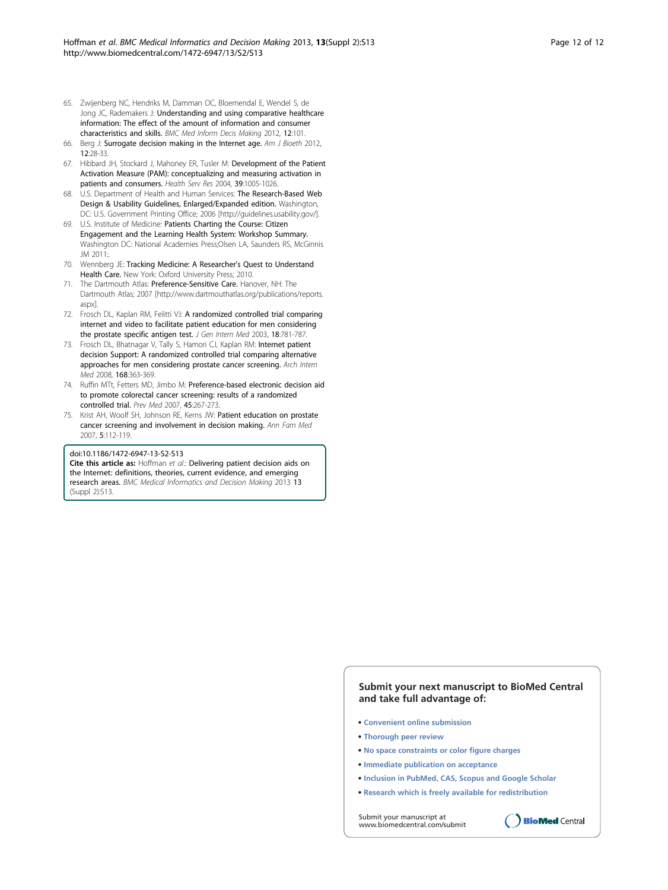65. Zwijenberg NC, Hendriks M, Damman OC, Bloemendal E, Wendel S, de Jong JC, Rademakers J: **Understanding and using comparative healthcare information: The effect of the amount of information and consumer characteristics and skills.** *BMC Med Inform Decis Making* 2012, **12**:101.
66. Berg J: **Surrogate decision making in the Internet age.** *Am J Bioeth* 2012, **12**:28-33.
67. Hibbard JH, Stockard J, Mahoney ER, Tusler M: **Development of the Patient Activation Measure (PAM): conceptualizing and measuring activation in patients and consumers.** *Health Serv Res* 2004, **39**:1005-1026.
68. U.S. Department of Health and Human Services: **The Research-Based Web Design & Usability Guidelines, Enlarged/Expanded edition.** Washington, DC: U.S. Government Printing Office; 2006 [http://guidelines.usability.gov/].
69. U.S. Institute of Medicine: **Patients Charting the Course: Citizen Engagement and the Learning Health System: Workshop Summary.** Washington DC: National Academies Press;Olsen LA, Saunders RS, McGinnis JM 2011:.
70. Wennberg JE: **Tracking Medicine: A Researcher's Quest to Understand Health Care.** New York: Oxford University Press; 2010.
71. The Dartmouth Atlas: **Preference-Sensitive Care.** Hanover, NH: The Dartmouth Atlas; 2007 [http://www.dartmouthatlas.org/publications/reports.aspx].
72. Frosch DL, Kaplan RM, Felitti VJ: **A randomized controlled trial comparing internet and video to facilitate patient education for men considering the prostate specific antigen test.** *J Gen Intern Med* 2003, **18**:781-787.
73. Frosch DL, Bhatnagar V, Tally S, Hamori CJ, Kaplan RM: **Internet patient decision Support: A randomized controlled trial comparing alternative approaches for men considering prostate cancer screening.** *Arch Intern Med* 2008, **168**:363-369.
74. Ruffin MTt, Fetters MD, Jimbo M: **Preference-based electronic decision aid to promote colorectal cancer screening: results of a randomized controlled trial.** *Prev Med* 2007, **45**:267-273.
75. Krist AH, Woolf SH, Johnson RE, Kerns JW: **Patient education on prostate cancer screening and involvement in decision making.** *Ann Fam Med* 2007, **5**:112-119.

doi:10.1186/1472-6947-13-S2-S13

**Cite this article as:** Hoffman *et al.*: Delivering patient decision aids on the Internet: definitions, theories, current evidence, and emerging research areas. *BMC Medical Informatics and Decision Making* 2013 **13** (Suppl 2):S13.

**Submit your next manuscript to BioMed Central and take full advantage of:**

- **Convenient online submission**
- **Thorough peer review**
- **No space constraints or color figure charges**
- **Immediate publication on acceptance**
- **Inclusion in PubMed, CAS, Scopus and Google Scholar**
- **Research which is freely available for redistribution**

Submit your manuscript at www.biomedcentral.com/submit

BioMed Central